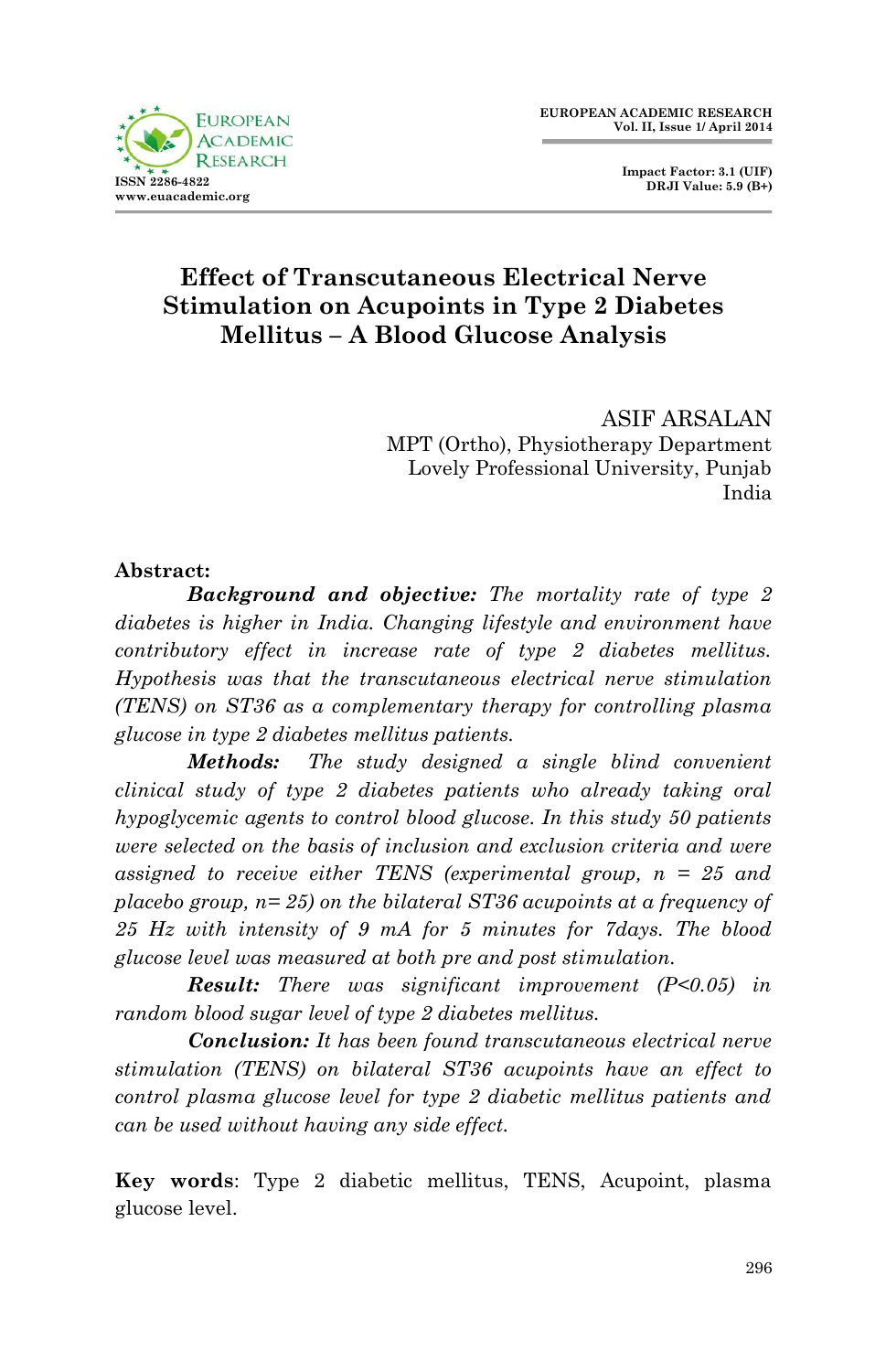# Effect of Transcutaneous Electrical Nerve Stimulation on Acupoints in Type 2 Diabetes Mellitus – A Blood Glucose Analysis

ASIF ARSALAN
MPT (Ortho), Physiotherapy Department
Lovely Professional University, Punjab
India

**Abstract:**

***Background and objective:*** *The mortality rate of type 2 diabetes is higher in India. Changing lifestyle and environment have contributory effect in increase rate of type 2 diabetes mellitus. Hypothesis was that the transcutaneous electrical nerve stimulation (TENS) on ST36 as a complementary therapy for controlling plasma glucose in type 2 diabetes mellitus patients.*

***Methods:*** *The study designed a single blind convenient clinical study of type 2 diabetes patients who already taking oral hypoglycemic agents to control blood glucose. In this study 50 patients were selected on the basis of inclusion and exclusion criteria and were assigned to receive either TENS (experimental group, n = 25 and placebo group, n= 25) on the bilateral ST36 acupoints at a frequency of 25 Hz with intensity of 9 mA for 5 minutes for 7days. The blood glucose level was measured at both pre and post stimulation.*

***Result:*** *There was significant improvement (P<0.05) in random blood sugar level of type 2 diabetes mellitus.*

***Conclusion:*** *It has been found transcutaneous electrical nerve stimulation (TENS) on bilateral ST36 acupoints have an effect to control plasma glucose level for type 2 diabetic mellitus patients and can be used without having any side effect.*

**Key words**: Type 2 diabetic mellitus, TENS, Acupoint, plasma glucose level.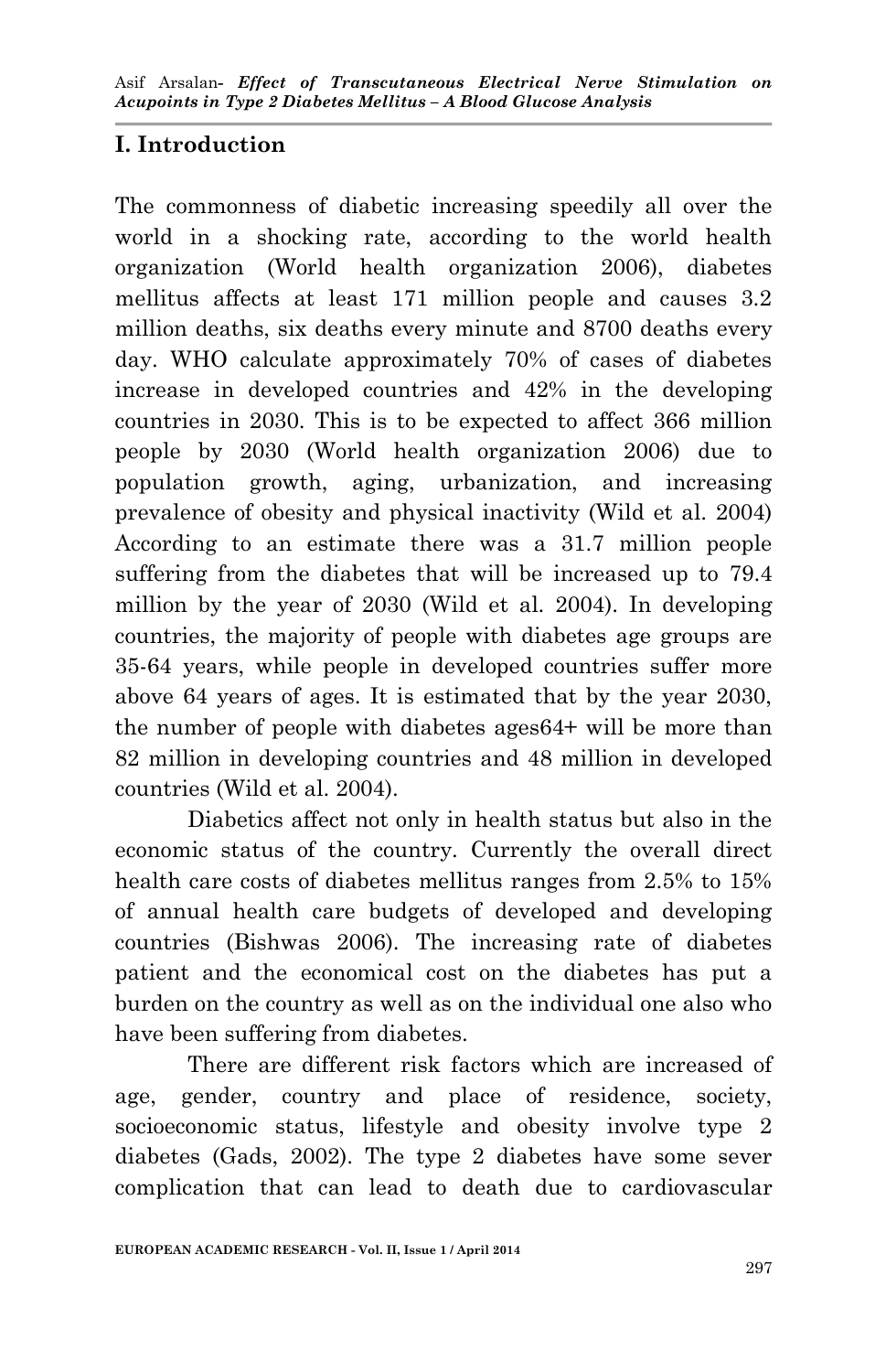## I. Introduction

The commonness of diabetic increasing speedily all over the world in a shocking rate, according to the world health organization (World health organization 2006), diabetes mellitus affects at least 171 million people and causes 3.2 million deaths, six deaths every minute and 8700 deaths every day. WHO calculate approximately 70% of cases of diabetes increase in developed countries and 42% in the developing countries in 2030. This is to be expected to affect 366 million people by 2030 (World health organization 2006) due to population growth, aging, urbanization, and increasing prevalence of obesity and physical inactivity (Wild et al. 2004) According to an estimate there was a 31.7 million people suffering from the diabetes that will be increased up to 79.4 million by the year of 2030 (Wild et al. 2004). In developing countries, the majority of people with diabetes age groups are 35-64 years, while people in developed countries suffer more above 64 years of ages. It is estimated that by the year 2030, the number of people with diabetes ages64+ will be more than 82 million in developing countries and 48 million in developed countries (Wild et al. 2004).

Diabetics affect not only in health status but also in the economic status of the country. Currently the overall direct health care costs of diabetes mellitus ranges from 2.5% to 15% of annual health care budgets of developed and developing countries (Bishwas 2006). The increasing rate of diabetes patient and the economical cost on the diabetes has put a burden on the country as well as on the individual one also who have been suffering from diabetes.

There are different risk factors which are increased of age, gender, country and place of residence, society, socioeconomic status, lifestyle and obesity involve type 2 diabetes (Gads, 2002). The type 2 diabetes have some sever complication that can lead to death due to cardiovascular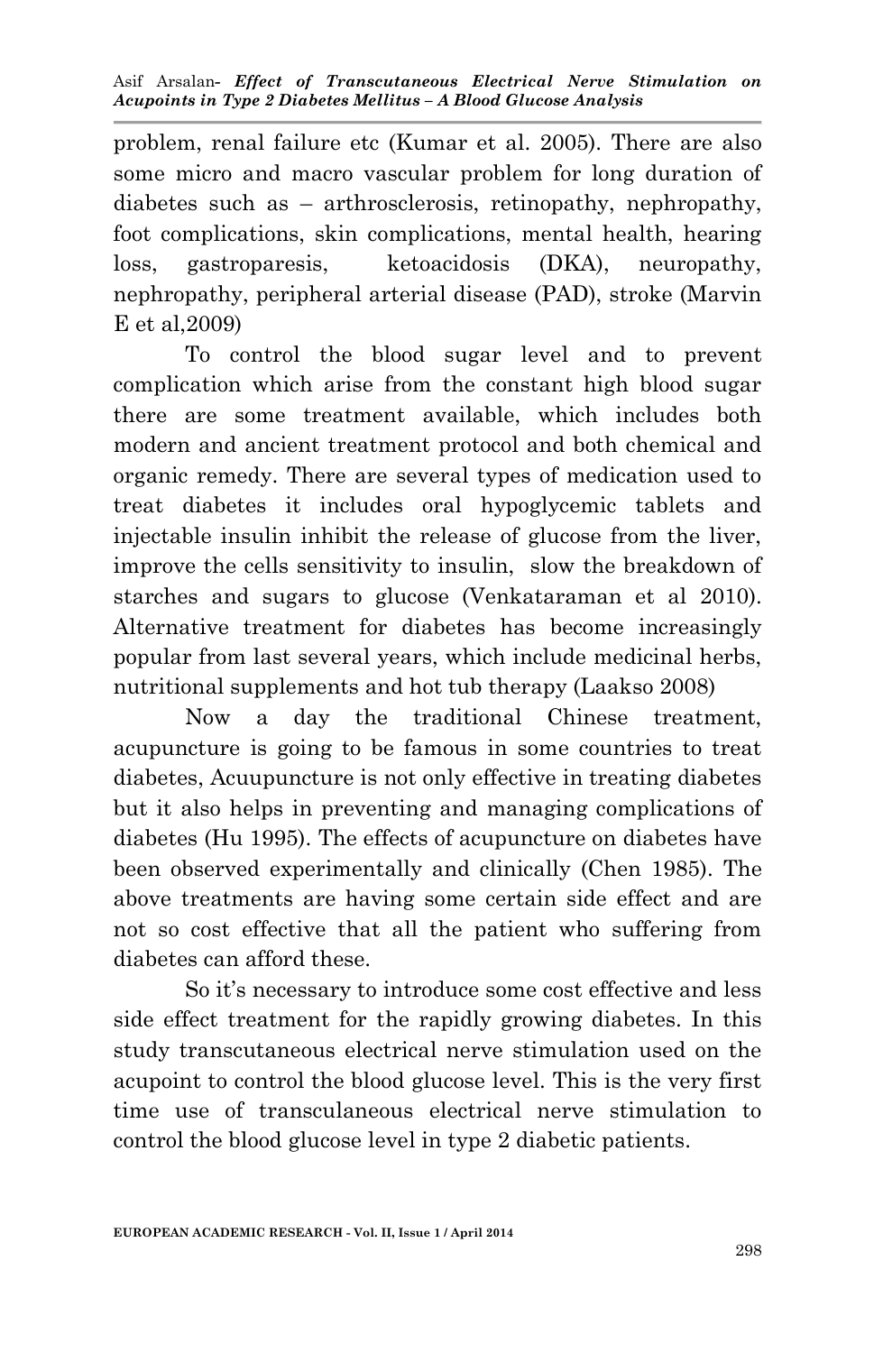problem, renal failure etc (Kumar et al. 2005). There are also some micro and macro vascular problem for long duration of diabetes such as – arthrosclerosis, retinopathy, nephropathy, foot complications, skin complications, mental health, hearing loss, gastroparesis, ketoacidosis (DKA), neuropathy, nephropathy, peripheral arterial disease (PAD), stroke (Marvin E et al,2009)

To control the blood sugar level and to prevent complication which arise from the constant high blood sugar there are some treatment available, which includes both modern and ancient treatment protocol and both chemical and organic remedy. There are several types of medication used to treat diabetes it includes oral hypoglycemic tablets and injectable insulin inhibit the release of glucose from the liver, improve the cells sensitivity to insulin, slow the breakdown of starches and sugars to glucose (Venkataraman et al 2010). Alternative treatment for diabetes has become increasingly popular from last several years, which include medicinal herbs, nutritional supplements and hot tub therapy (Laakso 2008)

Now a day the traditional Chinese treatment, acupuncture is going to be famous in some countries to treat diabetes, Acuupuncture is not only effective in treating diabetes but it also helps in preventing and managing complications of diabetes (Hu 1995). The effects of acupuncture on diabetes have been observed experimentally and clinically (Chen 1985). The above treatments are having some certain side effect and are not so cost effective that all the patient who suffering from diabetes can afford these.

So it's necessary to introduce some cost effective and less side effect treatment for the rapidly growing diabetes. In this study transcutaneous electrical nerve stimulation used on the acupoint to control the blood glucose level. This is the very first time use of transculaneous electrical nerve stimulation to control the blood glucose level in type 2 diabetic patients.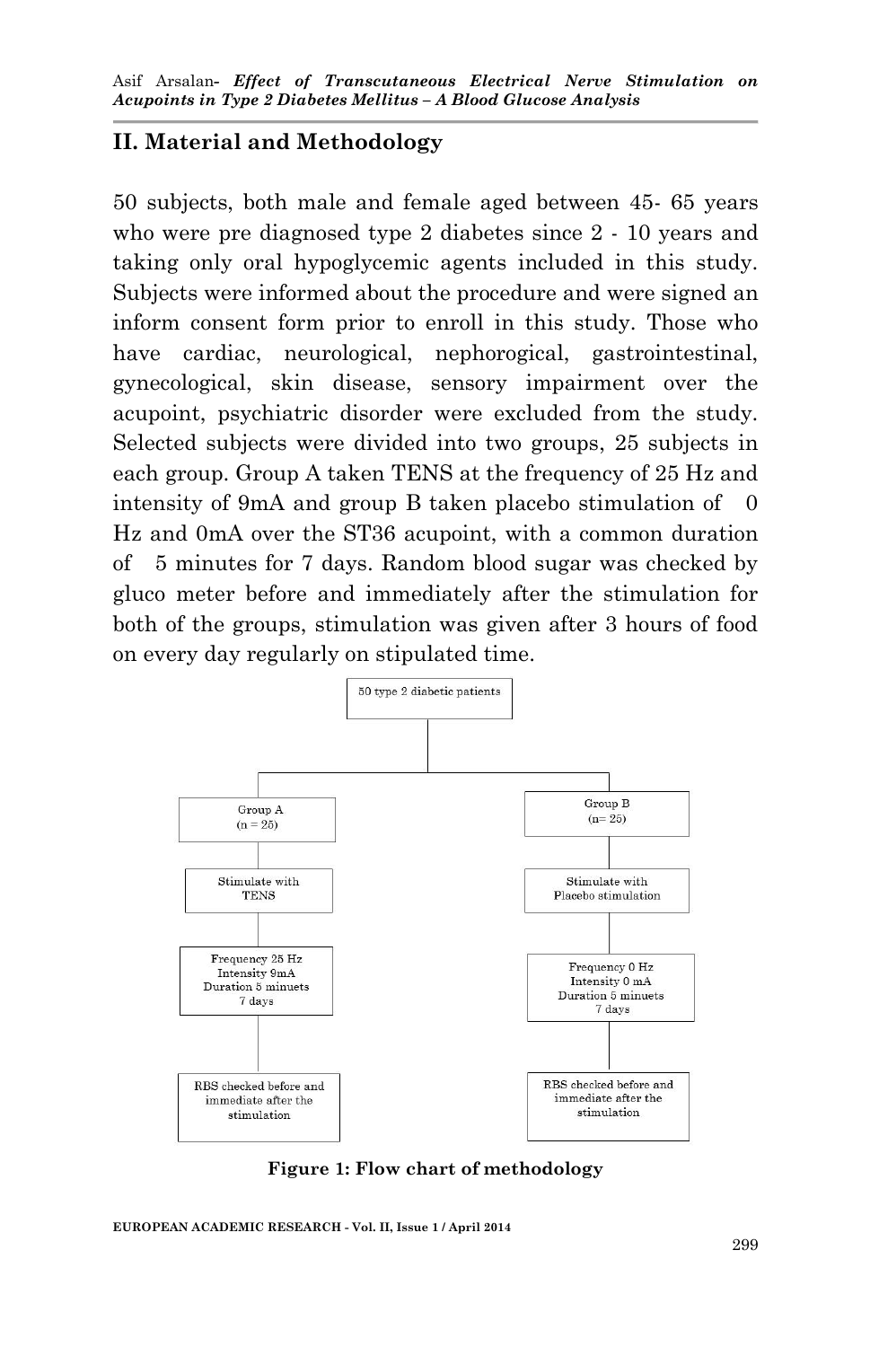## II. Material and Methodology

50 subjects, both male and female aged between 45- 65 years who were pre diagnosed type 2 diabetes since 2 - 10 years and taking only oral hypoglycemic agents included in this study. Subjects were informed about the procedure and were signed an inform consent form prior to enroll in this study. Those who have cardiac, neurological, nephorogical, gastrointestinal, gynecological, skin disease, sensory impairment over the acupoint, psychiatric disorder were excluded from the study. Selected subjects were divided into two groups, 25 subjects in each group. Group A taken TENS at the frequency of 25 Hz and intensity of 9mA and group B taken placebo stimulation of 0 Hz and 0mA over the ST36 acupoint, with a common duration of 5 minutes for 7 days. Random blood sugar was checked by gluco meter before and immediately after the stimulation for both of the groups, stimulation was given after 3 hours of food on every day regularly on stipulated time.

50 type 2 diabetic patients

| Group A (n = 25) | Group B (n= 25) |
| --- | --- |
| Stimulate with TENS | Stimulate with Placebo stimulation |
| Frequency 25 Hz, Intensity 9mA, Duration 5 minuets, 7 days | Frequency 0 Hz, Intensity 0 mA, Duration 5 minuets, 7 days |
| RBS checked before and immediate after the stimulation | RBS checked before and immediate after the stimulation |

**Figure 1: Flow chart of methodology**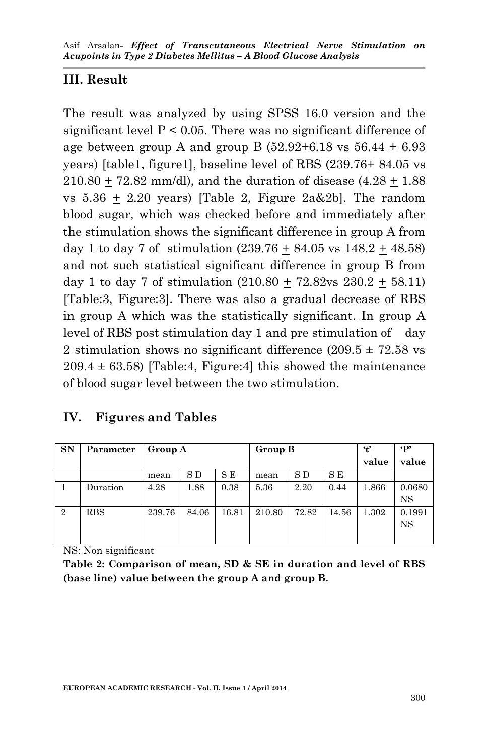## III. Result

The result was analyzed by using SPSS 16.0 version and the significant level $P < 0.05$. There was no significant difference of age between group A and group B ($52.92 \pm 6.18$ vs $56.44 \pm 6.93$ years) [table1, figure1], baseline level of RBS ($239.76 \pm 84.05$ vs $210.80 \pm 72.82$ mm/dl), and the duration of disease ($4.28 \pm 1.88$ vs $5.36 \pm 2.20$ years) [Table 2, Figure 2a&2b]. The random blood sugar, which was checked before and immediately after the stimulation shows the significant difference in group A from day 1 to day 7 of stimulation ($239.76 \pm 84.05$ vs $148.2 \pm 48.58$) and not such statistical significant difference in group B from day 1 to day 7 of stimulation ($210.80 \pm 72.82$vs $230.2 \pm 58.11$) [Table:3, Figure:3]. There was also a gradual decrease of RBS in group A which was the statistically significant. In group A level of RBS post stimulation day 1 and pre stimulation of day 2 stimulation shows no significant difference ($209.5 \pm 72.58$ vs $209.4 \pm 63.58$) [Table:4, Figure:4] this showed the maintenance of blood sugar level between the two stimulation.

## IV. Figures and Tables

| SN | Parameter | Group A | | | Group B | | | 't' value | 'P' value |
|---|---|---|---|---|---|---|---|---|---|
| | | mean | S D | S E | mean | S D | S E | | |
| 1 | Duration | 4.28 | 1.88 | 0.38 | 5.36 | 2.20 | 0.44 | 1.866 | 0.0680 NS |
| 2 | RBS | 239.76 | 84.06 | 16.81 | 210.80 | 72.82 | 14.56 | 1.302 | 0.1991 NS |

NS: Non significant

**Table 2: Comparison of mean, SD & SE in duration and level of RBS (base line) value between the group A and group B.**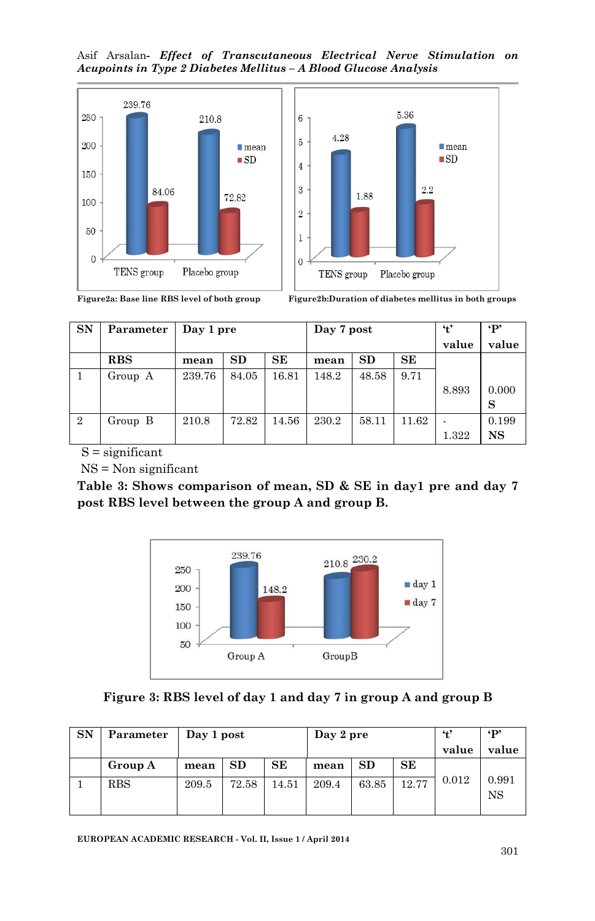Figure2a: Base line RBS level of both group

Figure2b:Duration of diabetes mellitus in both groups

| SN | Parameter | Day 1 pre | | | Day 7 post | | | 't' value | 'P' value |
|---|---|---|---|---|---|---|---|---|---|
| | **RBS** | **mean** | **SD** | **SE** | **mean** | **SD** | **SE** | | |
| 1 | Group A | 239.76 | 84.05 | 16.81 | 148.2 | 48.58 | 9.71 | 8.893 | 0.000 **S** |
| 2 | Group B | 210.8 | 72.82 | 14.56 | 230.2 | 58.11 | 11.62 | -1.322 | 0.199 **NS** |

S = significant

NS = Non significant

**Table 3: Shows comparison of mean, SD & SE in day1 pre and day 7 post RBS level between the group A and group B.**

**Figure 3: RBS level of day 1 and day 7 in group A and group B**

| SN | Parameter | Day 1 post | | | Day 2 pre | | | 't' value | 'P' value |
|---|---|---|---|---|---|---|---|---|---|
| | **Group A** | **mean** | **SD** | **SE** | **mean** | **SD** | **SE** | | |
| 1 | RBS | 209.5 | 72.58 | 14.51 | 209.4 | 63.85 | 12.77 | 0.012 | 0.991 NS |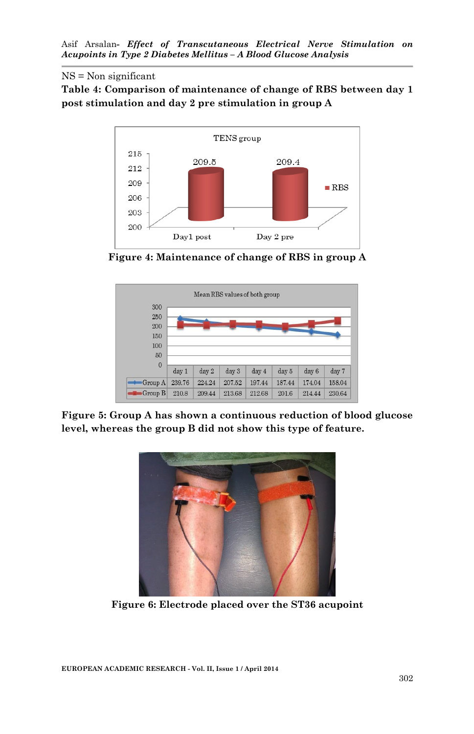NS = Non significant

**Table 4: Comparison of maintenance of change of RBS between day 1 post stimulation and day 2 pre stimulation in group A**

**Figure 4: Maintenance of change of RBS in group A**

**Figure 5: Group A has shown a continuous reduction of blood glucose level, whereas the group B did not show this type of feature.**

**Figure 6: Electrode placed over the ST36 acupoint**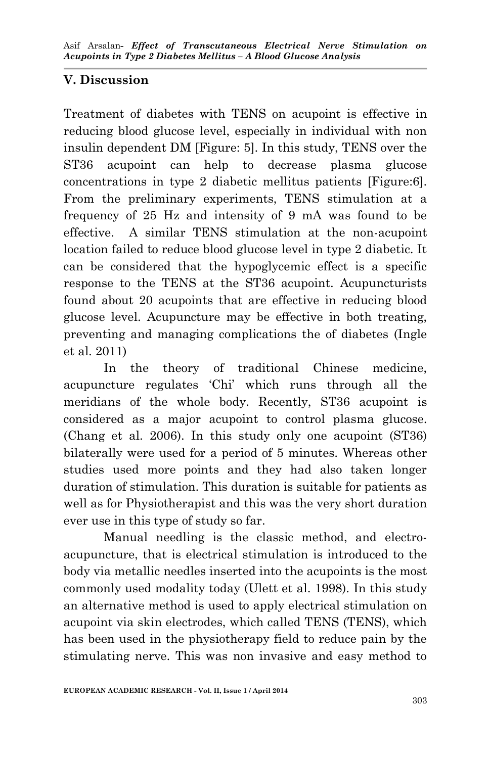## V. Discussion

Treatment of diabetes with TENS on acupoint is effective in reducing blood glucose level, especially in individual with non insulin dependent DM [Figure: 5]. In this study, TENS over the ST36 acupoint can help to decrease plasma glucose concentrations in type 2 diabetic mellitus patients [Figure:6]. From the preliminary experiments, TENS stimulation at a frequency of 25 Hz and intensity of 9 mA was found to be effective. A similar TENS stimulation at the non-acupoint location failed to reduce blood glucose level in type 2 diabetic. It can be considered that the hypoglycemic effect is a specific response to the TENS at the ST36 acupoint. Acupuncturists found about 20 acupoints that are effective in reducing blood glucose level. Acupuncture may be effective in both treating, preventing and managing complications the of diabetes (Ingle et al. 2011)

In the theory of traditional Chinese medicine, acupuncture regulates 'Chi' which runs through all the meridians of the whole body. Recently, ST36 acupoint is considered as a major acupoint to control plasma glucose. (Chang et al. 2006). In this study only one acupoint (ST36) bilaterally were used for a period of 5 minutes. Whereas other studies used more points and they had also taken longer duration of stimulation. This duration is suitable for patients as well as for Physiotherapist and this was the very short duration ever use in this type of study so far.

Manual needling is the classic method, and electro-acupuncture, that is electrical stimulation is introduced to the body via metallic needles inserted into the acupoints is the most commonly used modality today (Ulett et al. 1998). In this study an alternative method is used to apply electrical stimulation on acupoint via skin electrodes, which called TENS (TENS), which has been used in the physiotherapy field to reduce pain by the stimulating nerve. This was non invasive and easy method to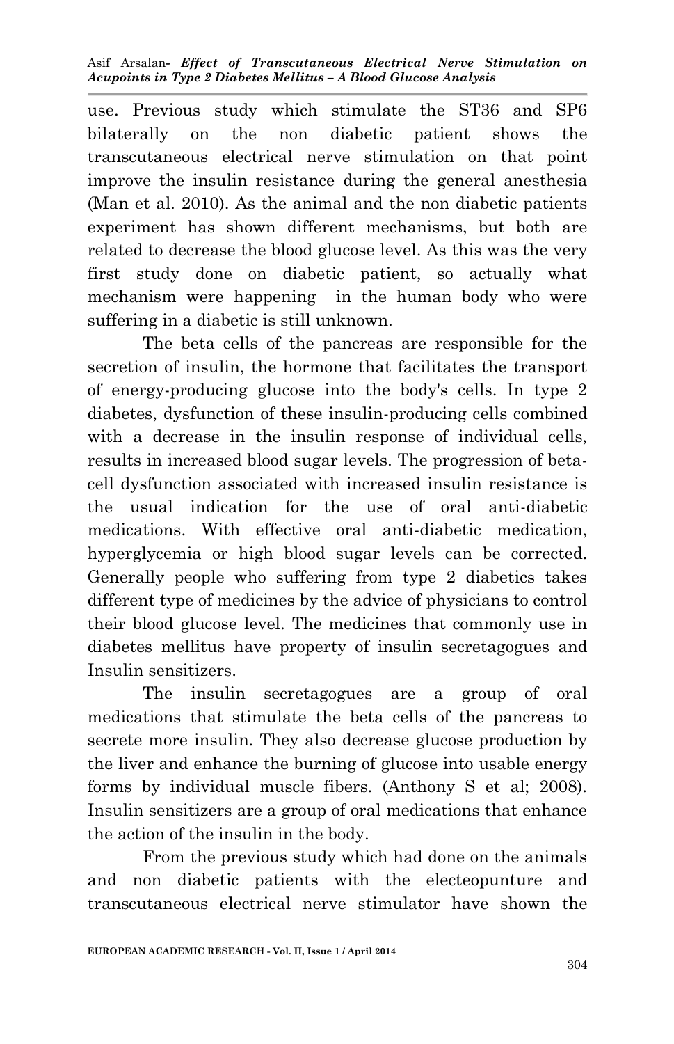use. Previous study which stimulate the ST36 and SP6 bilaterally on the non diabetic patient shows the transcutaneous electrical nerve stimulation on that point improve the insulin resistance during the general anesthesia (Man et al. 2010). As the animal and the non diabetic patients experiment has shown different mechanisms, but both are related to decrease the blood glucose level. As this was the very first study done on diabetic patient, so actually what mechanism were happening in the human body who were suffering in a diabetic is still unknown.

The beta cells of the pancreas are responsible for the secretion of insulin, the hormone that facilitates the transport of energy-producing glucose into the body's cells. In type 2 diabetes, dysfunction of these insulin-producing cells combined with a decrease in the insulin response of individual cells, results in increased blood sugar levels. The progression of beta-cell dysfunction associated with increased insulin resistance is the usual indication for the use of oral anti-diabetic medications. With effective oral anti-diabetic medication, hyperglycemia or high blood sugar levels can be corrected. Generally people who suffering from type 2 diabetics takes different type of medicines by the advice of physicians to control their blood glucose level. The medicines that commonly use in diabetes mellitus have property of insulin secretagogues and Insulin sensitizers.

The insulin secretagogues are a group of oral medications that stimulate the beta cells of the pancreas to secrete more insulin. They also decrease glucose production by the liver and enhance the burning of glucose into usable energy forms by individual muscle fibers. (Anthony S et al; 2008). Insulin sensitizers are a group of oral medications that enhance the action of the insulin in the body.

From the previous study which had done on the animals and non diabetic patients with the electeopunture and transcutaneous electrical nerve stimulator have shown the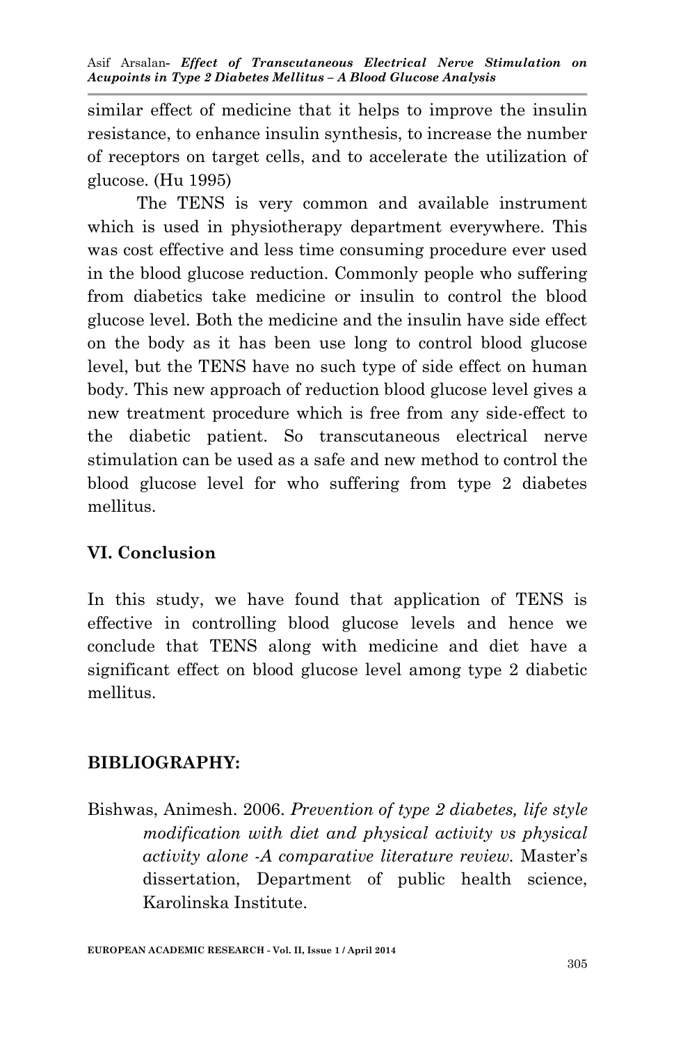similar effect of medicine that it helps to improve the insulin resistance, to enhance insulin synthesis, to increase the number of receptors on target cells, and to accelerate the utilization of glucose. (Hu 1995)

The TENS is very common and available instrument which is used in physiotherapy department everywhere. This was cost effective and less time consuming procedure ever used in the blood glucose reduction. Commonly people who suffering from diabetics take medicine or insulin to control the blood glucose level. Both the medicine and the insulin have side effect on the body as it has been use long to control blood glucose level, but the TENS have no such type of side effect on human body. This new approach of reduction blood glucose level gives a new treatment procedure which is free from any side-effect to the diabetic patient. So transcutaneous electrical nerve stimulation can be used as a safe and new method to control the blood glucose level for who suffering from type 2 diabetes mellitus.

## VI. Conclusion

In this study, we have found that application of TENS is effective in controlling blood glucose levels and hence we conclude that TENS along with medicine and diet have a significant effect on blood glucose level among type 2 diabetic mellitus.

## BIBLIOGRAPHY:

Bishwas, Animesh. 2006. *Prevention of type 2 diabetes, life style modification with diet and physical activity vs physical activity alone -A comparative literature review.* Master's dissertation, Department of public health science, Karolinska Institute.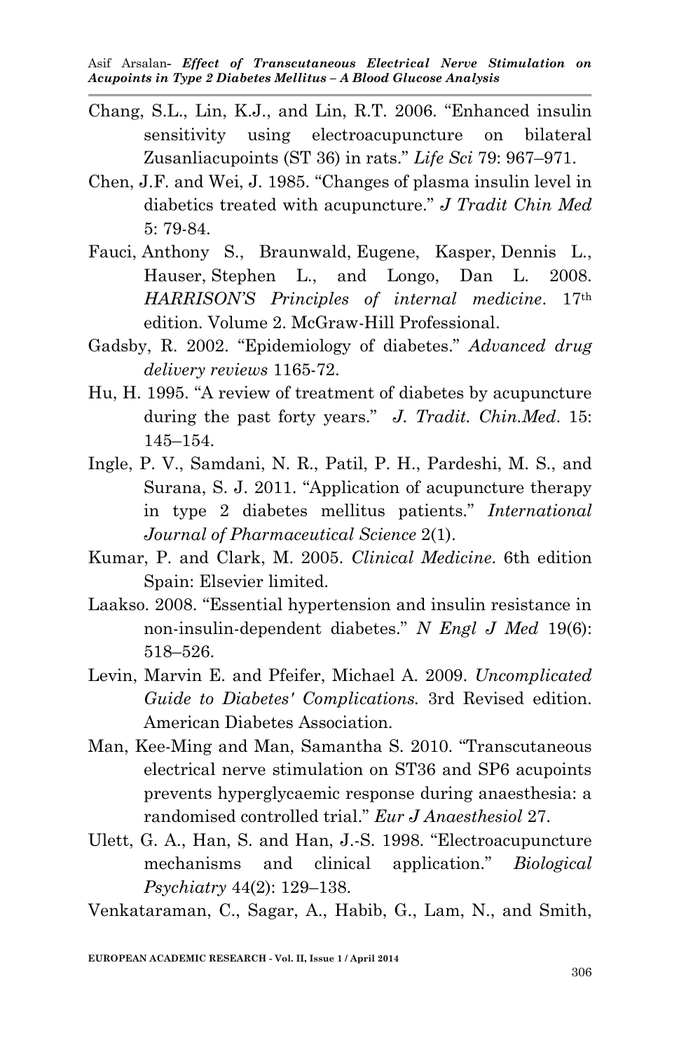Chang, S.L., Lin, K.J., and Lin, R.T. 2006. "Enhanced insulin sensitivity using electroacupuncture on bilateral Zusanliacupoints (ST 36) in rats." *Life Sci* 79: 967–971.

Chen, J.F. and Wei, J. 1985. "Changes of plasma insulin level in diabetics treated with acupuncture." *J Tradit Chin Med* 5: 79-84.

Fauci, Anthony S., Braunwald, Eugene, Kasper, Dennis L., Hauser, Stephen L., and Longo, Dan L. 2008. *HARRISON'S Principles of internal medicine*. 17th edition. Volume 2. McGraw-Hill Professional.

Gadsby, R. 2002. "Epidemiology of diabetes." *Advanced drug delivery reviews* 1165-72.

Hu, H. 1995. "A review of treatment of diabetes by acupuncture during the past forty years." *J. Tradit. Chin.Med*. 15: 145–154.

Ingle, P. V., Samdani, N. R., Patil, P. H., Pardeshi, M. S., and Surana, S. J. 2011. "Application of acupuncture therapy in type 2 diabetes mellitus patients." *International Journal of Pharmaceutical Science* 2(1).

Kumar, P. and Clark, M. 2005. *Clinical Medicine*. 6th edition Spain: Elsevier limited.

Laakso. 2008. "Essential hypertension and insulin resistance in non-insulin-dependent diabetes." *N Engl J Med* 19(6): 518–526.

Levin, Marvin E. and Pfeifer, Michael A. 2009. *Uncomplicated Guide to Diabetes' Complications.* 3rd Revised edition. American Diabetes Association.

Man, Kee-Ming and Man, Samantha S. 2010. "Transcutaneous electrical nerve stimulation on ST36 and SP6 acupoints prevents hyperglycaemic response during anaesthesia: a randomised controlled trial." *Eur J Anaesthesiol* 27.

Ulett, G. A., Han, S. and Han, J.-S. 1998. "Electroacupuncture mechanisms and clinical application." *Biological Psychiatry* 44(2): 129–138.

Venkataraman, C., Sagar, A., Habib, G., Lam, N., and Smith,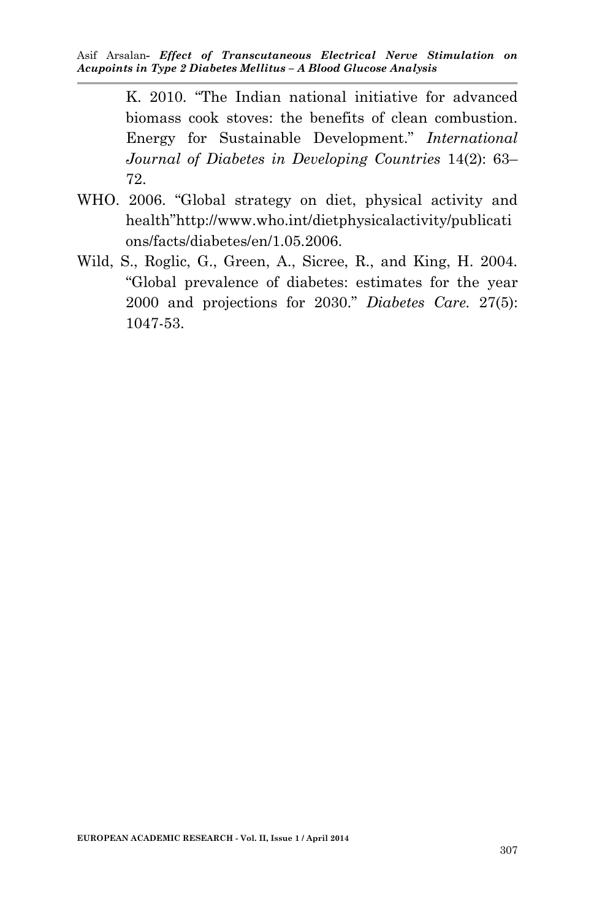K. 2010. "The Indian national initiative for advanced biomass cook stoves: the benefits of clean combustion. Energy for Sustainable Development." *International Journal of Diabetes in Developing Countries* 14(2): 63–72.

WHO. 2006. "Global strategy on diet, physical activity and health"http://www.who.int/dietphysicalactivity/publications/facts/diabetes/en/1.05.2006.

Wild, S., Roglic, G., Green, A., Sicree, R., and King, H. 2004. "Global prevalence of diabetes: estimates for the year 2000 and projections for 2030." *Diabetes Care.* 27(5): 1047-53.